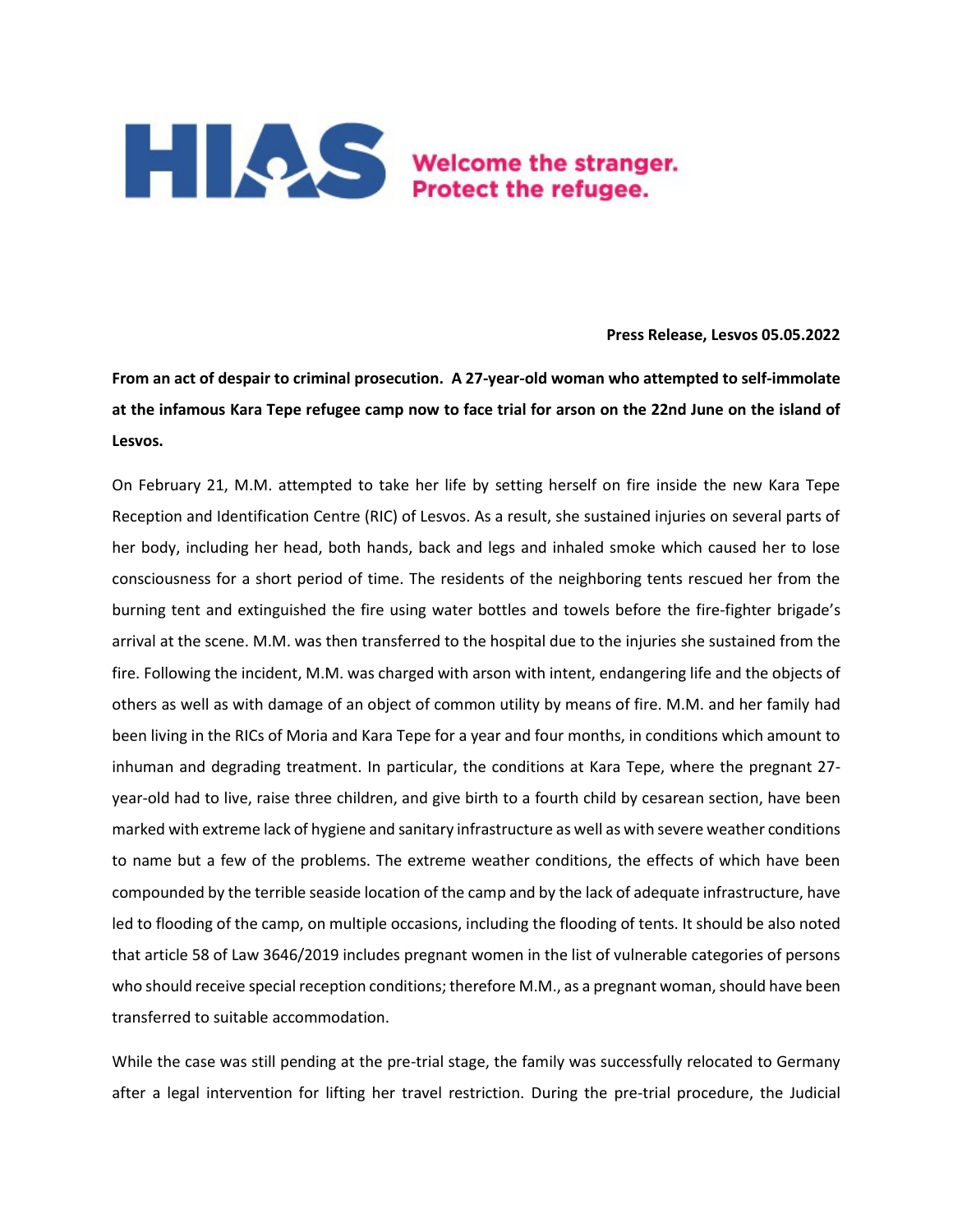HIAS Welcome the stranger. Protect the refugee.

**Press Release, Lesvos 05.05.2022**

**From an act of despair to criminal prosecution. A 27-year-old woman who attempted to self-immolate at the infamous Kara Tepe refugee camp now to face trial for arson on the 22nd June on the island of Lesvos.**

On February 21, M.M. attempted to take her life by setting herself on fire inside the new Kara Tepe Reception and Identification Centre (RIC) of Lesvos. As a result, she sustained injuries on several parts of her body, including her head, both hands, back and legs and inhaled smoke which caused her to lose consciousness for a short period of time. The residents of the neighboring tents rescued her from the burning tent and extinguished the fire using water bottles and towels before the fire-fighter brigade's arrival at the scene. M.M. was then transferred to the hospital due to the injuries she sustained from the fire. Following the incident, M.M. was charged with arson with intent, endangering life and the objects of others as well as with damage of an object of common utility by means of fire. M.M. and her family had been living in the RICs of Moria and Kara Tepe for a year and four months, in conditions which amount to inhuman and degrading treatment. In particular, the conditions at Kara Tepe, where the pregnant 27-year-old had to live, raise three children, and give birth to a fourth child by cesarean section, have been marked with extreme lack of hygiene and sanitary infrastructure as well as with severe weather conditions to name but a few of the problems. The extreme weather conditions, the effects of which have been compounded by the terrible seaside location of the camp and by the lack of adequate infrastructure, have led to flooding of the camp, on multiple occasions, including the flooding of tents. It should be also noted that article 58 of Law 3646/2019 includes pregnant women in the list of vulnerable categories of persons who should receive special reception conditions; therefore M.M., as a pregnant woman, should have been transferred to suitable accommodation.

While the case was still pending at the pre-trial stage, the family was successfully relocated to Germany after a legal intervention for lifting her travel restriction. During the pre-trial procedure, the Judicial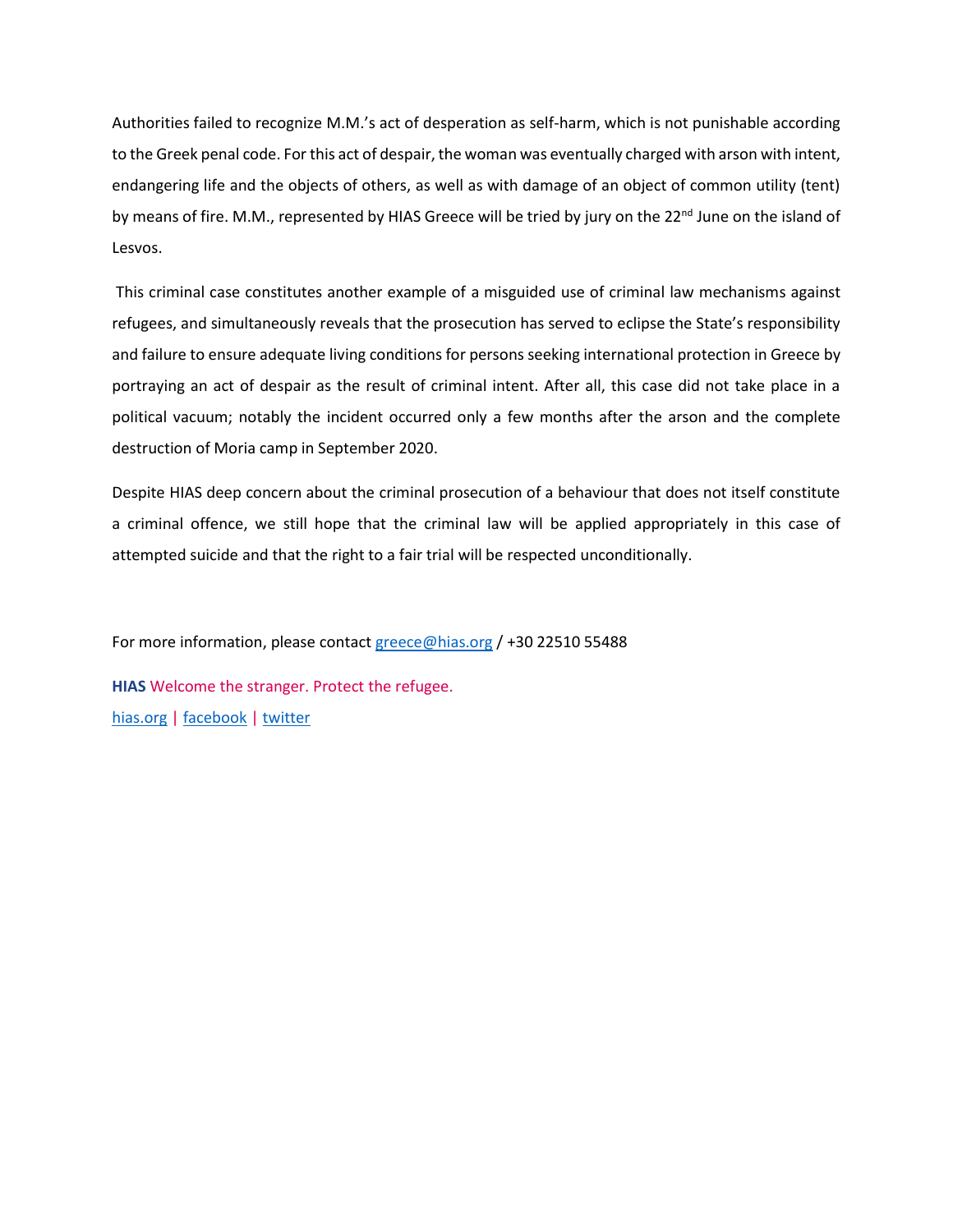Authorities failed to recognize M.M.'s act of desperation as self-harm, which is not punishable according to the Greek penal code. For this act of despair, the woman was eventually charged with arson with intent, endangering life and the objects of others, as well as with damage of an object of common utility (tent) by means of fire. M.M., represented by HIAS Greece will be tried by jury on the 22nd June on the island of Lesvos.

This criminal case constitutes another example of a misguided use of criminal law mechanisms against refugees, and simultaneously reveals that the prosecution has served to eclipse the State's responsibility and failure to ensure adequate living conditions for persons seeking international protection in Greece by portraying an act of despair as the result of criminal intent. After all, this case did not take place in a political vacuum; notably the incident occurred only a few months after the arson and the complete destruction of Moria camp in September 2020.

Despite HIAS deep concern about the criminal prosecution of a behaviour that does not itself constitute a criminal offence, we still hope that the criminal law will be applied appropriately in this case of attempted suicide and that the right to a fair trial will be respected unconditionally.

For more information, please contact greece@hias.org / +30 22510 55488

**HIAS** Welcome the stranger. Protect the refugee.

hias.org | facebook | twitter